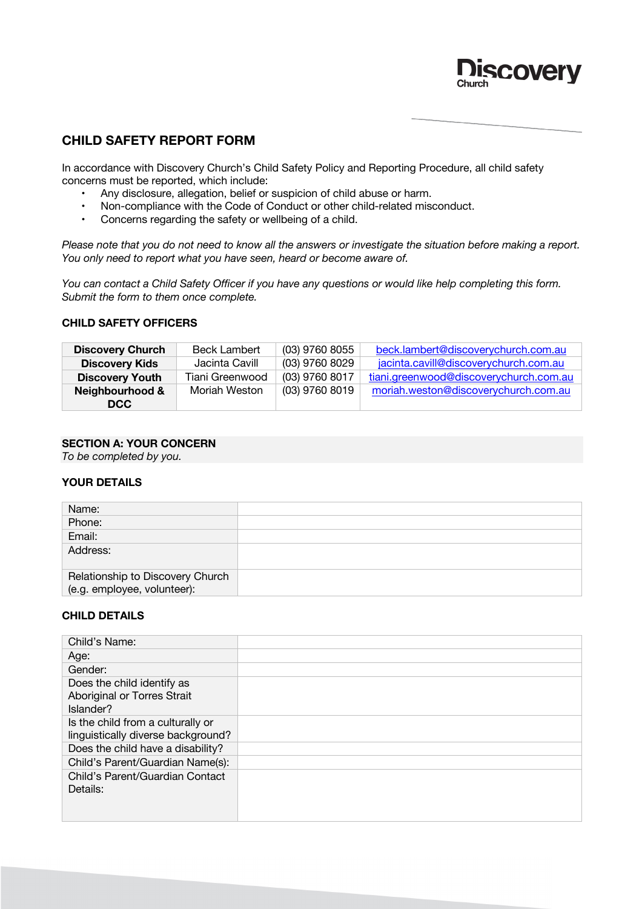# CHILD SAFETY REPORT FORM

In accordance with Discovery Church's Child Safety Policy and Reporting Procedure, all child safety concerns must be reported, which include:

- Any disclosure, allegation, belief or suspicion of child abuse or harm.
- Non-compliance with the Code of Conduct or other child-related misconduct.
- Concerns regarding the safety or wellbeing of a child.

*Please note that you do not need to know all the answers or investigate the situation before making a report. You only need to report what you have seen, heard or become aware of.*

*You can contact a Child Safety Officer if you have any questions or would like help completing this form. Submit the form to them once complete.*

### CHILD SAFETY OFFICERS

| | | | |
|---|---|---|---|
| **Discovery Church** | Beck Lambert | (03) 9760 8055 | beck.lambert@discoverychurch.com.au |
| **Discovery Kids** | Jacinta Cavill | (03) 9760 8029 | jacinta.cavill@discoverychurch.com.au |
| **Discovery Youth** | Tiani Greenwood | (03) 9760 8017 | tiani.greenwood@discoverychurch.com.au |
| **Neighbourhood & DCC** | Moriah Weston | (03) 9760 8019 | moriah.weston@discoverychurch.com.au |

## SECTION A: YOUR CONCERN

*To be completed by you.*

### YOUR DETAILS

| | |
|---|---|
| Name: | |
| Phone: | |
| Email: | |
| Address: | |
| Relationship to Discovery Church (e.g. employee, volunteer): | |

### CHILD DETAILS

| | |
|---|---|
| Child's Name: | |
| Age: | |
| Gender: | |
| Does the child identify as Aboriginal or Torres Strait Islander? | |
| Is the child from a culturally or linguistically diverse background? | |
| Does the child have a disability? | |
| Child's Parent/Guardian Name(s): | |
| Child's Parent/Guardian Contact Details: | |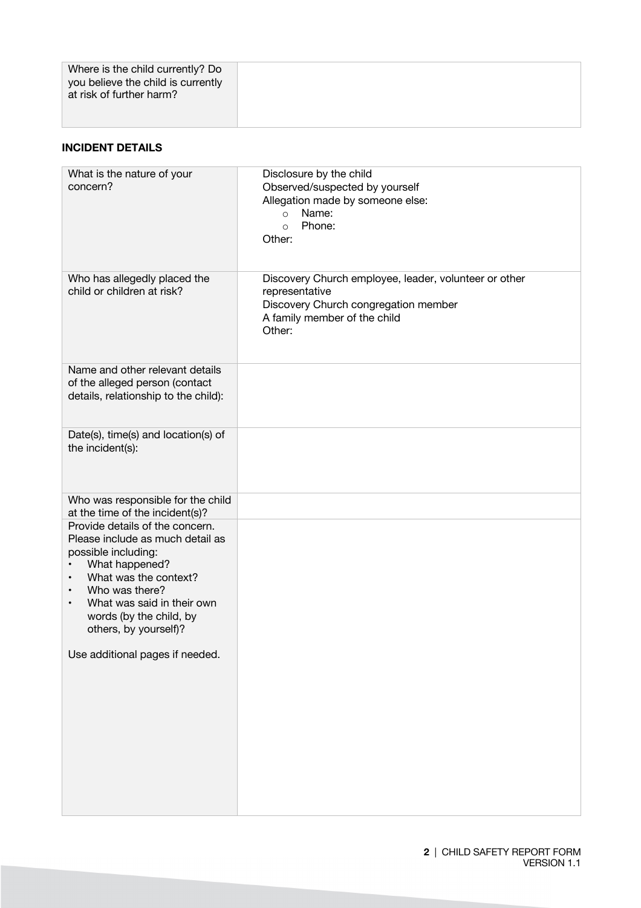| Where is the child currently? Do you believe the child is currently at risk of further harm? | |
|---|---|

**INCIDENT DETAILS**

| | |
|---|---|
| What is the nature of your concern? | Disclosure by the child<br>Observed/suspected by yourself<br>Allegation made by someone else:<br>○ Name:<br>○ Phone:<br>Other: |
| Who has allegedly placed the child or children at risk? | Discovery Church employee, leader, volunteer or other representative<br>Discovery Church congregation member<br>A family member of the child<br>Other: |
| Name and other relevant details of the alleged person (contact details, relationship to the child): | |
| Date(s), time(s) and location(s) of the incident(s): | |
| Who was responsible for the child at the time of the incident(s)? | |
| Provide details of the concern. Please include as much detail as possible including:<br>• What happened?<br>• What was the context?<br>• Who was there?<br>• What was said in their own words (by the child, by others, by yourself)?<br><br>Use additional pages if needed. | |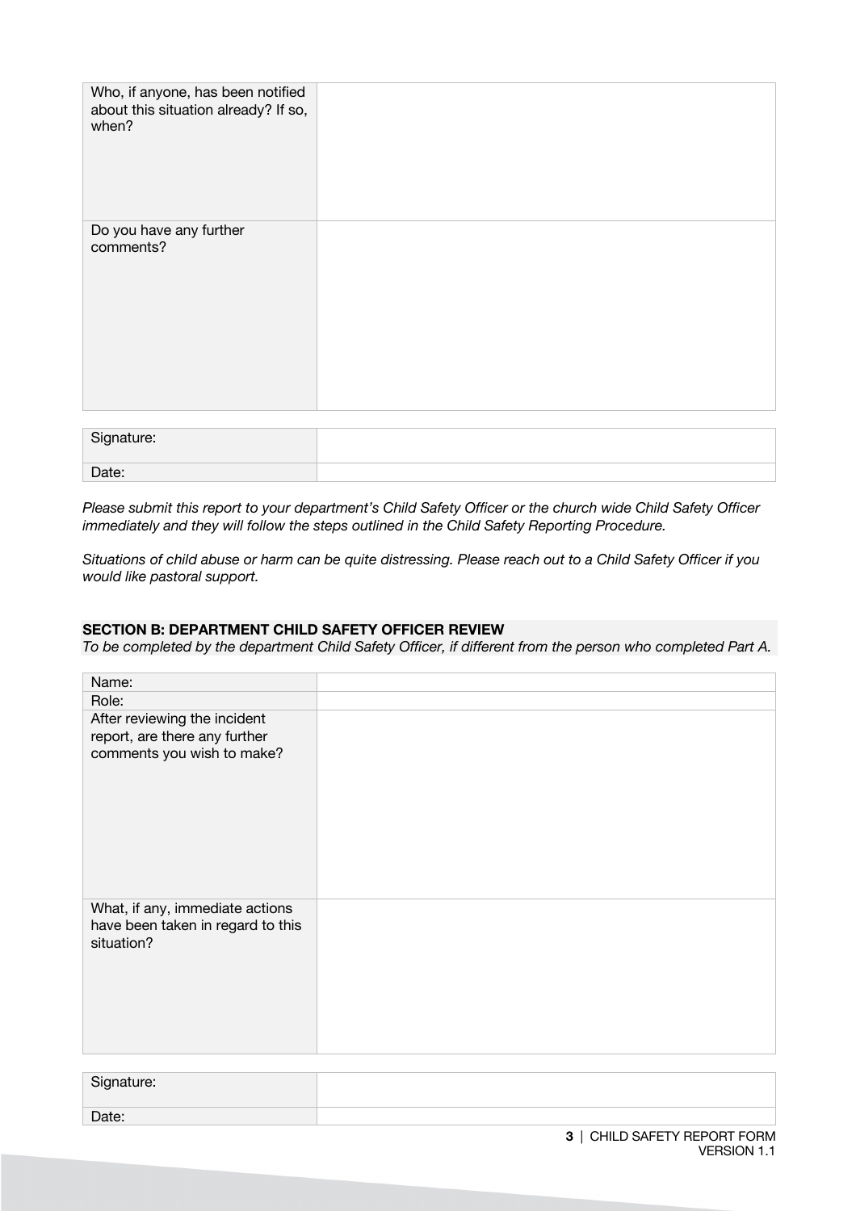| | |
|---|---|
| Who, if anyone, has been notified about this situation already? If so, when? | |
| Do you have any further comments? | |

| | |
|---|---|
| Signature: | |
| Date: | |

*Please submit this report to your department's Child Safety Officer or the church wide Child Safety Officer immediately and they will follow the steps outlined in the Child Safety Reporting Procedure.*

*Situations of child abuse or harm can be quite distressing. Please reach out to a Child Safety Officer if you would like pastoral support.*

**SECTION B: DEPARTMENT CHILD SAFETY OFFICER REVIEW**

*To be completed by the department Child Safety Officer, if different from the person who completed Part A.*

| | |
|---|---|
| Name: | |
| Role: | |
| After reviewing the incident report, are there any further comments you wish to make? | |
| What, if any, immediate actions have been taken in regard to this situation? | |

| | |
|---|---|
| Signature: | |
| Date: | |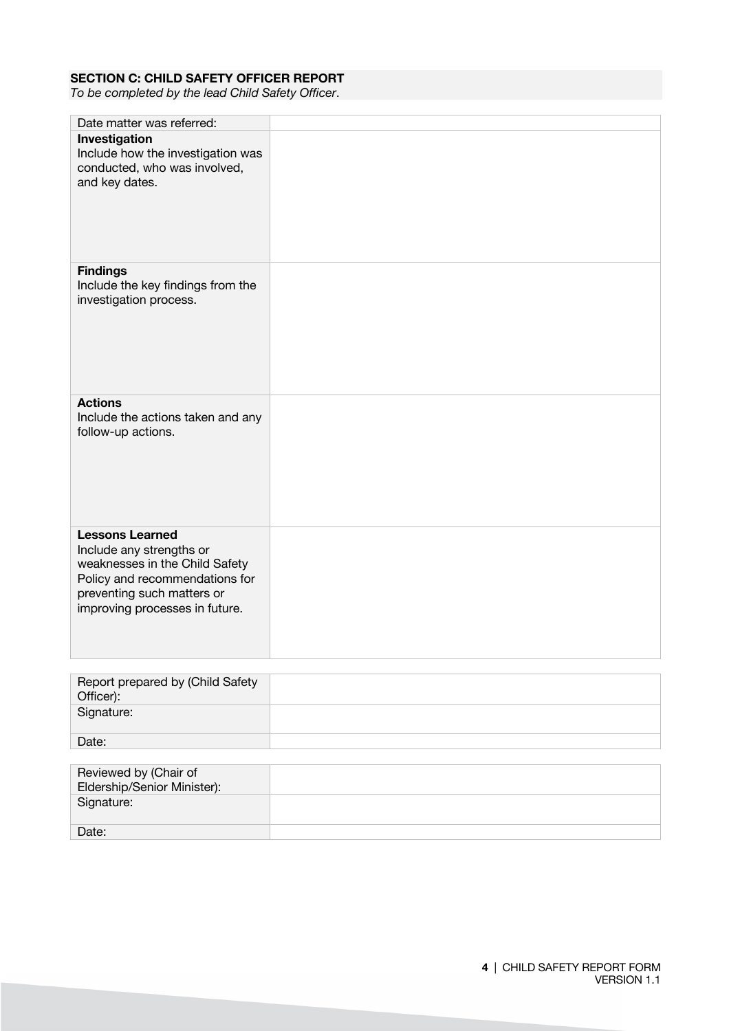**SECTION C: CHILD SAFETY OFFICER REPORT**
*To be completed by the lead Child Safety Officer*.

| | |
|---|---|
| Date matter was referred: | |
| **Investigation**<br>Include how the investigation was conducted, who was involved, and key dates. | |
| **Findings**<br>Include the key findings from the investigation process. | |
| **Actions**<br>Include the actions taken and any follow-up actions. | |
| **Lessons Learned**<br>Include any strengths or weaknesses in the Child Safety Policy and recommendations for preventing such matters or improving processes in future. | |

| | |
|---|---|
| Report prepared by (Child Safety Officer): | |
| Signature: | |
| Date: | |

| | |
|---|---|
| Reviewed by (Chair of Eldership/Senior Minister): | |
| Signature: | |
| Date: | |